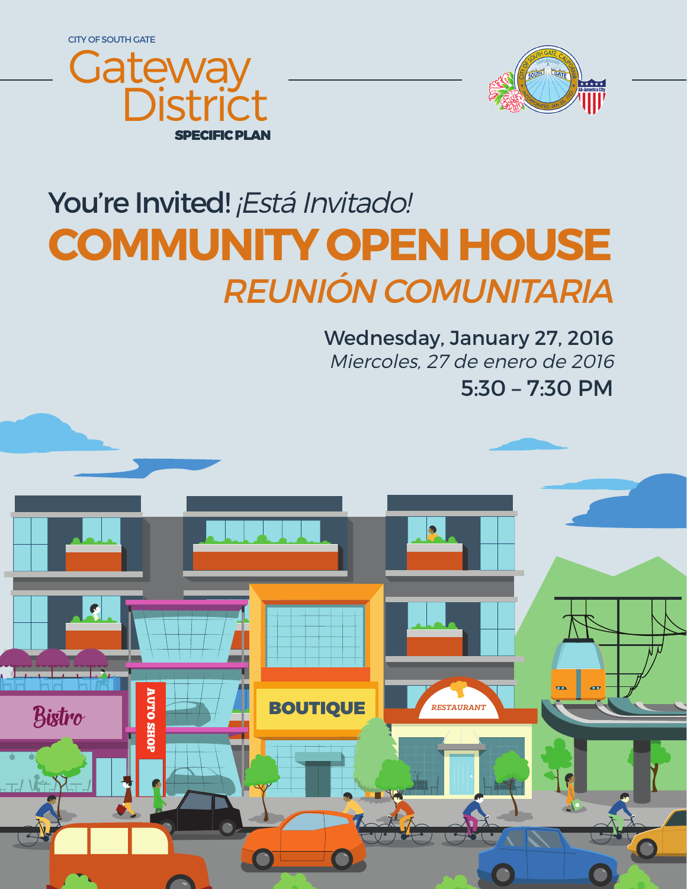CITY OF SOUTH GATE

# Gateway District

**SPECIFIC PLAN**

## You're Invited! *¡Está Invitado!*

# COMMUNITY OPEN HOUSE

# *REUNIÓN COMUNITARIA*

**Wednesday, January 27, 2016**

*Miercoles, 27 de enero de 2016*

**5:30 – 7:30 PM**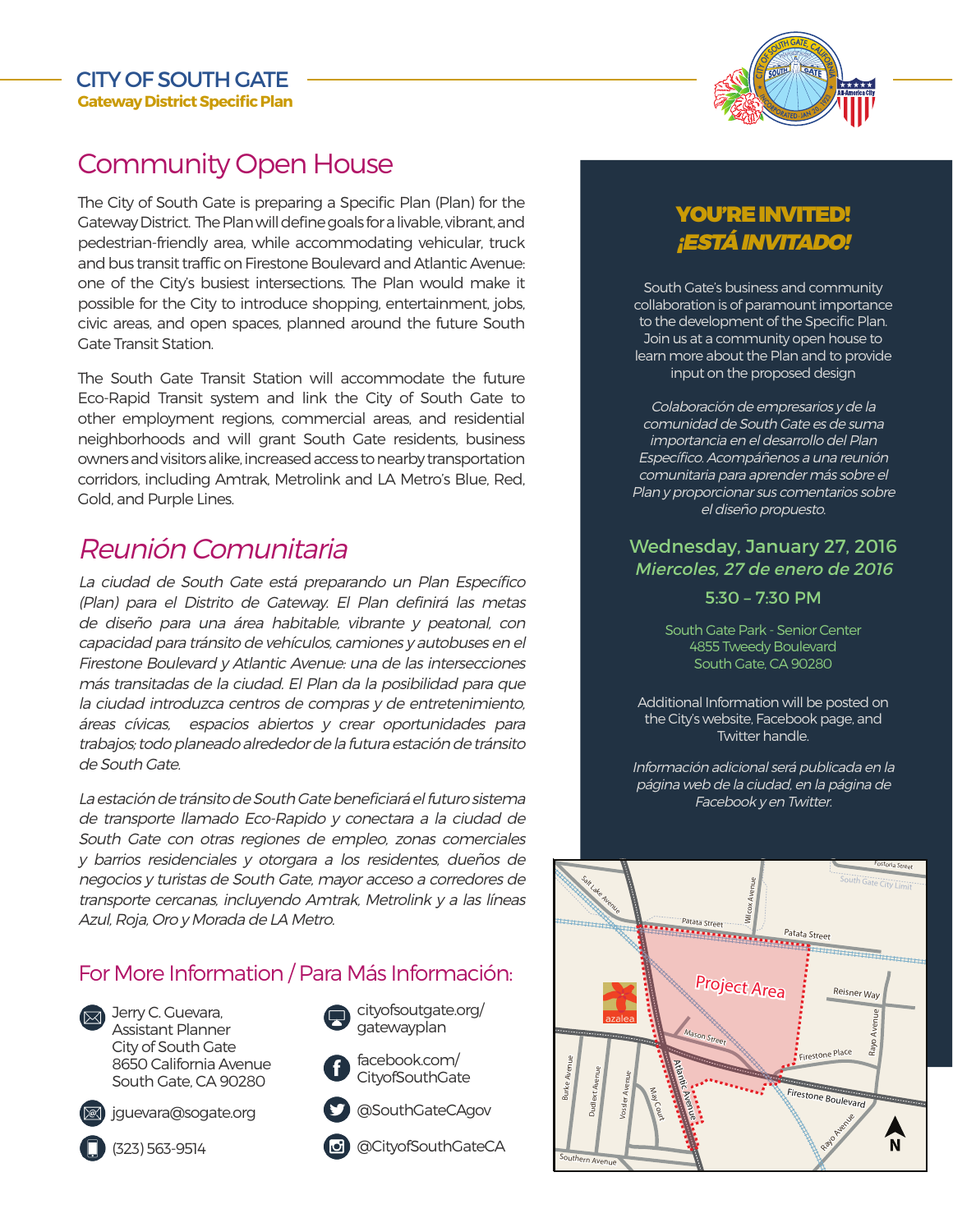# CITY OF SOUTH GATE
**Gateway District Specific Plan**

## Community Open House

The City of South Gate is preparing a Specific Plan (Plan) for the Gateway District. The Plan will define goals for a livable, vibrant, and pedestrian-friendly area, while accommodating vehicular, truck and bus transit traffic on Firestone Boulevard and Atlantic Avenue: one of the City's busiest intersections. The Plan would make it possible for the City to introduce shopping, entertainment, jobs, civic areas, and open spaces, planned around the future South Gate Transit Station.

The South Gate Transit Station will accommodate the future Eco-Rapid Transit system and link the City of South Gate to other employment regions, commercial areas, and residential neighborhoods and will grant South Gate residents, business owners and visitors alike, increased access to nearby transportation corridors, including Amtrak, Metrolink and LA Metro's Blue, Red, Gold, and Purple Lines.

## *Reunión Comunitaria*

*La ciudad de South Gate está preparando un Plan Específico (Plan) para el Distrito de Gateway. El Plan definirá las metas de diseño para una área habitable, vibrante y peatonal, con capacidad para tránsito de vehículos, camiones y autobuses en el Firestone Boulevard y Atlantic Avenue: una de las intersecciones más transitadas de la ciudad. El Plan da la posibilidad para que la ciudad introduzca centros de compras y de entretenimiento, áreas cívicas, espacios abiertos y crear oportunidades para trabajos; todo planeado alrededor de la futura estación de tránsito de South Gate.*

*La estación de tránsito de South Gate beneficiará el futuro sistema de transporte llamado Eco-Rapido y conectara a la ciudad de South Gate con otras regiones de empleo, zonas comerciales y barrios residenciales y otorgara a los residentes, dueños de negocios y turistas de South Gate, mayor acceso a corredores de transporte cercanas, incluyendo Amtrak, Metrolink y a las líneas Azul, Roja, Oro y Morada de LA Metro.*

## For More Information / Para Más Información:

Jerry C. Guevara,
Assistant Planner
City of South Gate
8650 California Avenue
South Gate, CA 90280

jguevara@sogate.org

(323) 563-9514

cityofsoutgate.org/gatewayplan

facebook.com/CityofSouthGate

@SouthGateCAgov

@CityofSouthGateCA

## YOU'RE INVITED!
## *¡ESTÁ INVITADO!*

South Gate's business and community collaboration is of paramount importance to the development of the Specific Plan. Join us at a community open house to learn more about the Plan and to provide input on the proposed design

*Colaboración de empresarios y de la comunidad de South Gate es de suma importancia en el desarrollo del Plan Específico. Acompáñenos a una reunión comunitaria para aprender más sobre el Plan y proporcionar sus comentarios sobre el diseño propuesto.*

**Wednesday, January 27, 2016**
*Miercoles, 27 de enero de 2016*

**5:30 – 7:30 PM**

South Gate Park - Senior Center
4855 Tweedy Boulevard
South Gate, CA 90280

Additional Information will be posted on the City's website, Facebook page, and Twitter handle.

*Información adicional será publicada en la página web de la ciudad, en la página de Facebook y en Twitter.*

Project Area
Fostoria Street
South Gate City Limit
Salt Lake Avenue
Patata Street
Wilcox Avenue
Reisner Way
azalea
Mason Street
Rayo Avenue
Firestone Place
Firestone Boulevard
Atlantic Avenue
Burke Avenue
Dudlext Avenue
Vossler Avenue
May Court
Southern Avenue
N